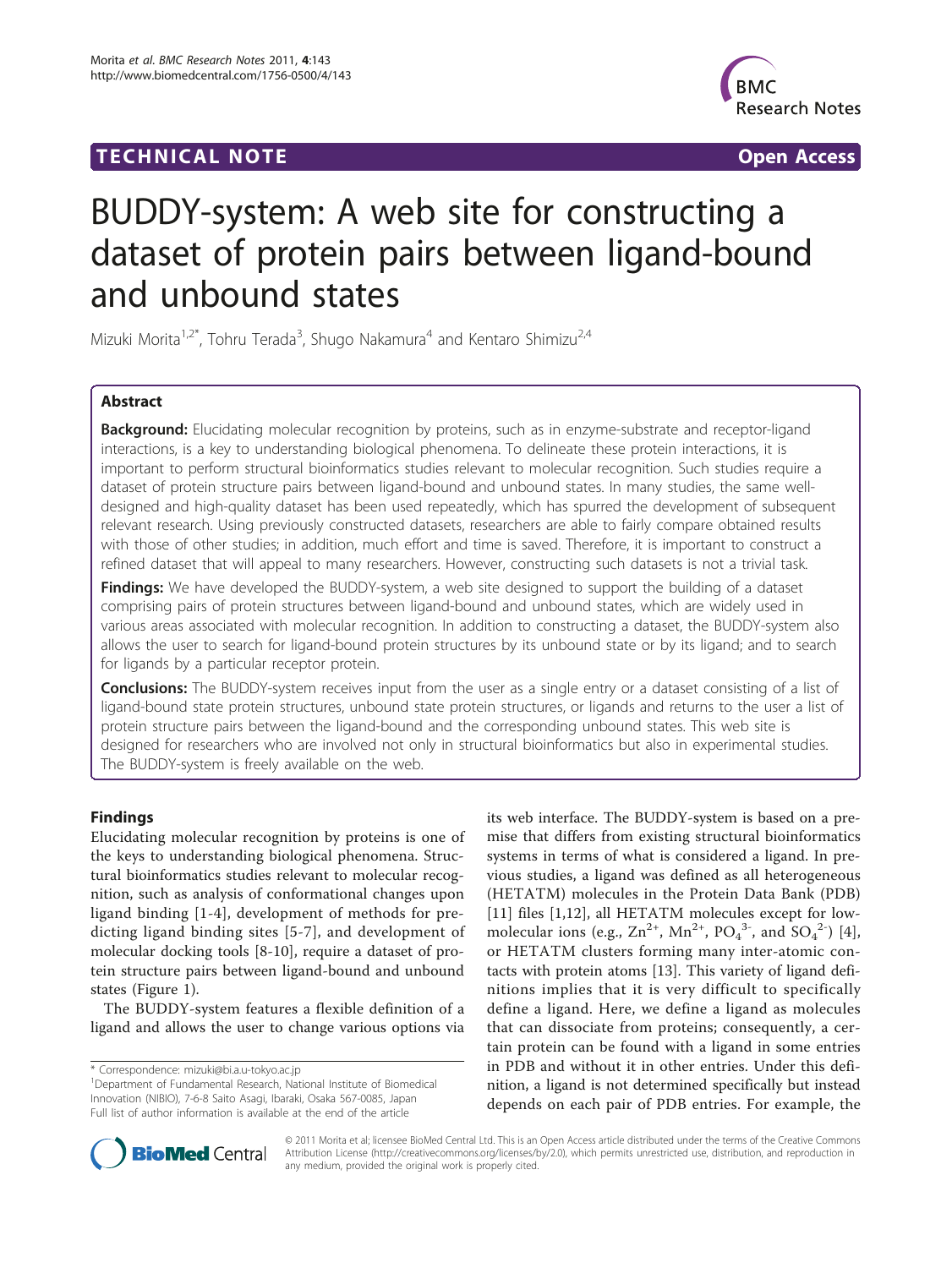TECHNICAL NOTE Open Access

# BUDDY-system: A web site for constructing a dataset of protein pairs between ligand-bound and unbound states

Mizuki Morita[1,2*], Tohru Terada[3], Shugo Nakamura[4] and Kentaro Shimizu[2,4]

## Abstract

**Background:** Elucidating molecular recognition by proteins, such as in enzyme-substrate and receptor-ligand interactions, is a key to understanding biological phenomena. To delineate these protein interactions, it is important to perform structural bioinformatics studies relevant to molecular recognition. Such studies require a dataset of protein structure pairs between ligand-bound and unbound states. In many studies, the same well-designed and high-quality dataset has been used repeatedly, which has spurred the development of subsequent relevant research. Using previously constructed datasets, researchers are able to fairly compare obtained results with those of other studies; in addition, much effort and time is saved. Therefore, it is important to construct a refined dataset that will appeal to many researchers. However, constructing such datasets is not a trivial task.

**Findings:** We have developed the BUDDY-system, a web site designed to support the building of a dataset comprising pairs of protein structures between ligand-bound and unbound states, which are widely used in various areas associated with molecular recognition. In addition to constructing a dataset, the BUDDY-system also allows the user to search for ligand-bound protein structures by its unbound state or by its ligand; and to search for ligands by a particular receptor protein.

**Conclusions:** The BUDDY-system receives input from the user as a single entry or a dataset consisting of a list of ligand-bound state protein structures, unbound state protein structures, or ligands and returns to the user a list of protein structure pairs between the ligand-bound and the corresponding unbound states. This web site is designed for researchers who are involved not only in structural bioinformatics but also in experimental studies. The BUDDY-system is freely available on the web.

## Findings

Elucidating molecular recognition by proteins is one of the keys to understanding biological phenomena. Structural bioinformatics studies relevant to molecular recognition, such as analysis of conformational changes upon ligand binding [1-4], development of methods for predicting ligand binding sites [5-7], and development of molecular docking tools [8-10], require a dataset of protein structure pairs between ligand-bound and unbound states (Figure 1).

The BUDDY-system features a flexible definition of a ligand and allows the user to change various options via its web interface. The BUDDY-system is based on a premise that differs from existing structural bioinformatics systems in terms of what is considered a ligand. In previous studies, a ligand was defined as all heterogeneous (HETATM) molecules in the Protein Data Bank (PDB) [11] files [1,12], all HETATM molecules except for low-molecular ions (e.g., $Zn^{2+}$, $Mn^{2+}$, $PO_4^{3-}$, and $SO_4^{2-}$) [4], or HETATM clusters forming many inter-atomic contacts with protein atoms [13]. This variety of ligand definitions implies that it is very difficult to specifically define a ligand. Here, we define a ligand as molecules that can dissociate from proteins; consequently, a certain protein can be found with a ligand in some entries in PDB and without it in other entries. Under this definition, a ligand is not determined specifically but instead depends on each pair of PDB entries. For example, the

\* Correspondence: mizuki@bi.a.u-tokyo.ac.jp
[1]Department of Fundamental Research, National Institute of Biomedical Innovation (NIBIO), 7-6-8 Saito Asagi, Ibaraki, Osaka 567-0085, Japan
Full list of author information is available at the end of the article

© 2011 Morita et al; licensee BioMed Central Ltd. This is an Open Access article distributed under the terms of the Creative Commons Attribution License (http://creativecommons.org/licenses/by/2.0), which permits unrestricted use, distribution, and reproduction in any medium, provided the original work is properly cited.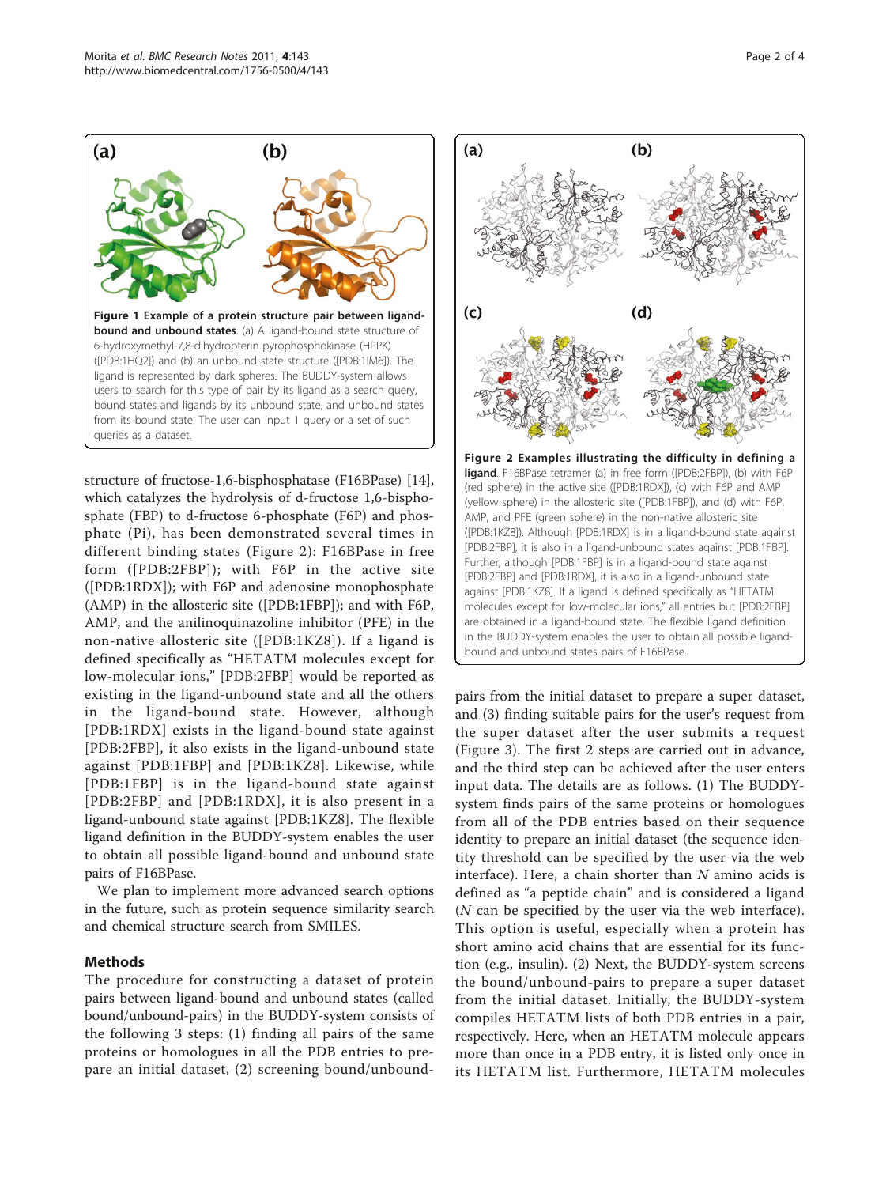**Figure 1 Example of a protein structure pair between ligand-bound and unbound states**. (a) A ligand-bound state structure of 6-hydroxymethyl-7,8-dihydropterin pyrophosphokinase (HPPK) ([PDB:1HQ2]) and (b) an unbound state structure ([PDB:1IM6]). The ligand is represented by dark spheres. The BUDDY-system allows users to search for this type of pair by its ligand as a search query, bound states and ligands by its unbound state, and unbound states from its bound state. The user can input 1 query or a set of such queries as a dataset.

structure of fructose-1,6-bisphosphatase (F16BPase) [14], which catalyzes the hydrolysis of d-fructose 1,6-bisphosphate (FBP) to d-fructose 6-phosphate (F6P) and phosphate (Pi), has been demonstrated several times in different binding states (Figure 2): F16BPase in free form ([PDB:2FBP]); with F6P in the active site ([PDB:1RDX]); with F6P and adenosine monophosphate (AMP) in the allosteric site ([PDB:1FBP]); and with F6P, AMP, and the anilinoquinazoline inhibitor (PFE) in the non-native allosteric site ([PDB:1KZ8]). If a ligand is defined specifically as "HETATM molecules except for low-molecular ions," [PDB:2FBP] would be reported as existing in the ligand-unbound state and all the others in the ligand-bound state. However, although [PDB:1RDX] exists in the ligand-bound state against [PDB:2FBP], it also exists in the ligand-unbound state against [PDB:1FBP] and [PDB:1KZ8]. Likewise, while [PDB:1FBP] is in the ligand-bound state against [PDB:2FBP] and [PDB:1RDX], it is also present in a ligand-unbound state against [PDB:1KZ8]. The flexible ligand definition in the BUDDY-system enables the user to obtain all possible ligand-bound and unbound state pairs of F16BPase.

We plan to implement more advanced search options in the future, such as protein sequence similarity search and chemical structure search from SMILES.

**Figure 2 Examples illustrating the difficulty in defining a ligand**. F16BPase tetramer (a) in free form ([PDB:2FBP]), (b) with F6P (red sphere) in the active site ([PDB:1RDX]), (c) with F6P and AMP (yellow sphere) in the allosteric site ([PDB:1FBP]), and (d) with F6P, AMP, and PFE (green sphere) in the non-native allosteric site ([PDB:1KZ8]). Although [PDB:1RDX] is in a ligand-bound state against [PDB:2FBP], it is also in a ligand-unbound states against [PDB:1FBP]. Further, although [PDB:1FBP] is in a ligand-bound state against [PDB:2FBP] and [PDB:1RDX], it is also in a ligand-unbound state against [PDB:1KZ8]. If a ligand is defined specifically as "HETATM molecules except for low-molecular ions," all entries but [PDB:2FBP] are obtained in a ligand-bound state. The flexible ligand definition in the BUDDY-system enables the user to obtain all possible ligand-bound and unbound states pairs of F16BPase.

## Methods

The procedure for constructing a dataset of protein pairs between ligand-bound and unbound states (called bound/unbound-pairs) in the BUDDY-system consists of the following 3 steps: (1) finding all pairs of the same proteins or homologues in all the PDB entries to prepare an initial dataset, (2) screening bound/unbound-pairs from the initial dataset to prepare a super dataset, and (3) finding suitable pairs for the user's request from the super dataset after the user submits a request (Figure 3). The first 2 steps are carried out in advance, and the third step can be achieved after the user enters input data. The details are as follows. (1) The BUDDY-system finds pairs of the same proteins or homologues from all of the PDB entries based on their sequence identity to prepare an initial dataset (the sequence identity threshold can be specified by the user via the web interface). Here, a chain shorter than *N* amino acids is defined as "a peptide chain" and is considered a ligand (*N* can be specified by the user via the web interface). This option is useful, especially when a protein has short amino acid chains that are essential for its function (e.g., insulin). (2) Next, the BUDDY-system screens the bound/unbound-pairs to prepare a super dataset from the initial dataset. Initially, the BUDDY-system compiles HETATM lists of both PDB entries in a pair, respectively. Here, when an HETATM molecule appears more than once in a PDB entry, it is listed only once in its HETATM list. Furthermore, HETATM molecules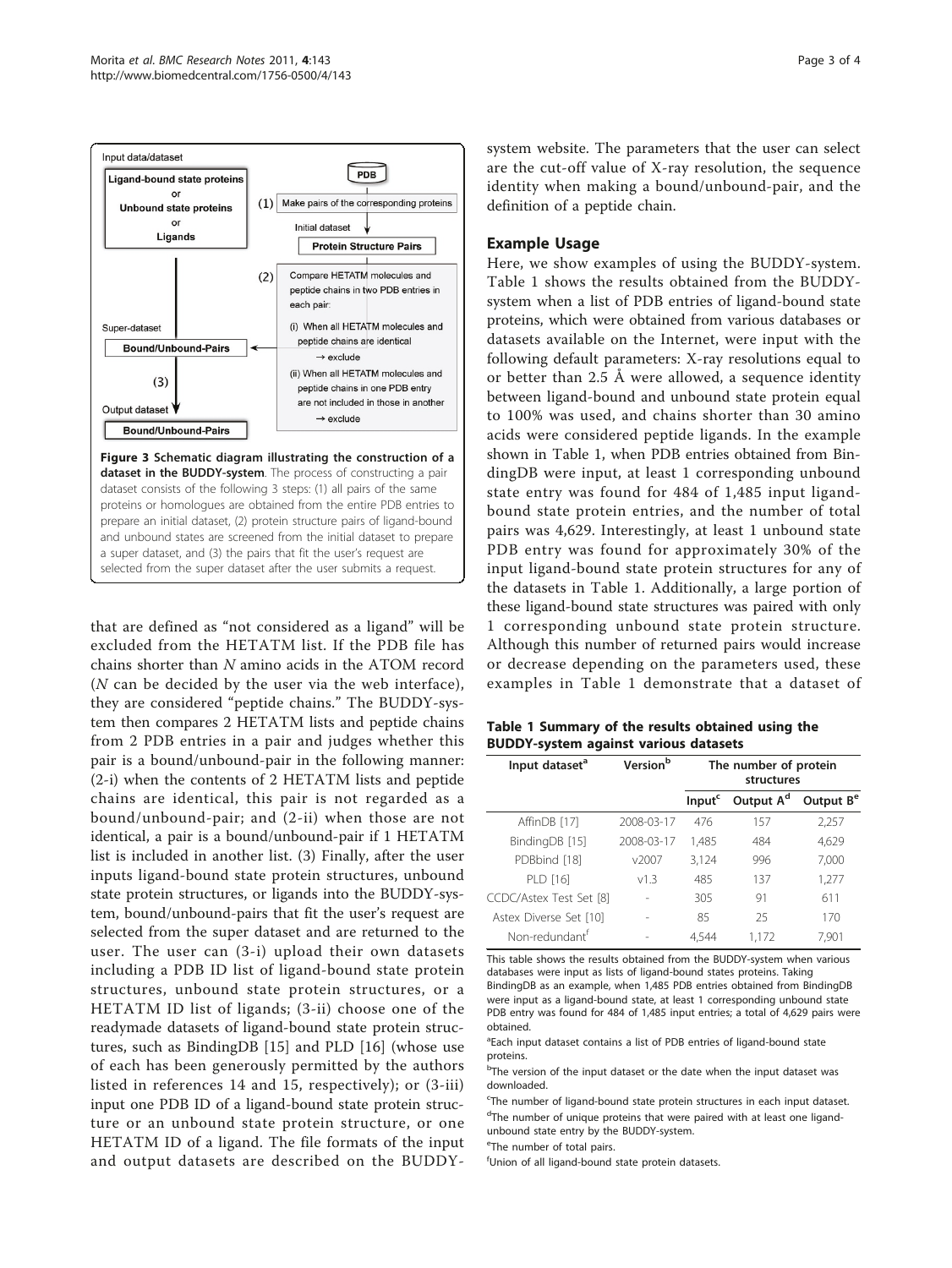Figure 3 Schematic diagram illustrating the construction of a dataset in the BUDDY-system. The process of constructing a pair dataset consists of the following 3 steps: (1) all pairs of the same proteins or homologues are obtained from the entire PDB entries to prepare an initial dataset, (2) protein structure pairs of ligand-bound and unbound states are screened from the initial dataset to prepare a super dataset, and (3) the pairs that fit the user's request are selected from the super dataset after the user submits a request.

that are defined as "not considered as a ligand" will be excluded from the HETATM list. If the PDB file has chains shorter than $N$ amino acids in the ATOM record ($N$ can be decided by the user via the web interface), they are considered "peptide chains." The BUDDY-system then compares 2 HETATM lists and peptide chains from 2 PDB entries in a pair and judges whether this pair is a bound/unbound-pair in the following manner: (2-i) when the contents of 2 HETATM lists and peptide chains are identical, this pair is not regarded as a bound/unbound-pair; and (2-ii) when those are not identical, a pair is a bound/unbound-pair if 1 HETATM list is included in another list. (3) Finally, after the user inputs ligand-bound state protein structures, unbound state protein structures, or ligands into the BUDDY-system, bound/unbound-pairs that fit the user's request are selected from the super dataset and are returned to the user. The user can (3-i) upload their own datasets including a PDB ID list of ligand-bound state protein structures, unbound state protein structures, or a HETATM ID list of ligands; (3-ii) choose one of the readymade datasets of ligand-bound state protein structures, such as BindingDB [15] and PLD [16] (whose use of each has been generously permitted by the authors listed in references 14 and 15, respectively); or (3-iii) input one PDB ID of a ligand-bound state protein structure or an unbound state protein structure, or one HETATM ID of a ligand. The file formats of the input and output datasets are described on the BUDDY-system website. The parameters that the user can select are the cut-off value of X-ray resolution, the sequence identity when making a bound/unbound-pair, and the definition of a peptide chain.

## Example Usage

Here, we show examples of using the BUDDY-system. Table 1 shows the results obtained from the BUDDY-system when a list of PDB entries of ligand-bound state proteins, which were obtained from various databases or datasets available on the Internet, were input with the following default parameters: X-ray resolutions equal to or better than 2.5 Å were allowed, a sequence identity between ligand-bound and unbound state protein equal to 100% was used, and chains shorter than 30 amino acids were considered peptide ligands. In the example shown in Table 1, when PDB entries obtained from BindingDB were input, at least 1 corresponding unbound state entry was found for 484 of 1,485 input ligand-bound state protein entries, and the number of total pairs was 4,629. Interestingly, at least 1 unbound state PDB entry was found for approximately 30% of the input ligand-bound state protein structures for any of the datasets in Table 1. Additionally, a large portion of these ligand-bound state structures was paired with only 1 corresponding unbound state protein structure. Although this number of returned pairs would increase or decrease depending on the parameters used, these examples in Table 1 demonstrate that a dataset of

**Table 1 Summary of the results obtained using the BUDDY-system against various datasets**

| Input dataset[a] | Version[b] | The number of protein structures | | |
|---|---|---|---|---|
| | | Input[c] | Output A[d] | Output B[e] |
| AffinDB [17] | 2008-03-17 | 476 | 157 | 2,257 |
| BindingDB [15] | 2008-03-17 | 1,485 | 484 | 4,629 |
| PDBbind [18] | v2007 | 3,124 | 996 | 7,000 |
| PLD [16] | v1.3 | 485 | 137 | 1,277 |
| CCDC/Astex Test Set [8] | - | 305 | 91 | 611 |
| Astex Diverse Set [10] | - | 85 | 25 | 170 |
| Non-redundant[f] | - | 4,544 | 1,172 | 7,901 |

This table shows the results obtained from the BUDDY-system when various databases were input as lists of ligand-bound states proteins. Taking BindingDB as an example, when 1,485 PDB entries obtained from BindingDB were input as a ligand-bound state, at least 1 corresponding unbound state PDB entry was found for 484 of 1,485 input entries; a total of 4,629 pairs were obtained.

[a]Each input dataset contains a list of PDB entries of ligand-bound state proteins.

[b]The version of the input dataset or the date when the input dataset was downloaded.

[c]The number of ligand-bound state protein structures in each input dataset.

[d]The number of unique proteins that were paired with at least one ligand-unbound state entry by the BUDDY-system.

[e]The number of total pairs.

[f]Union of all ligand-bound state protein datasets.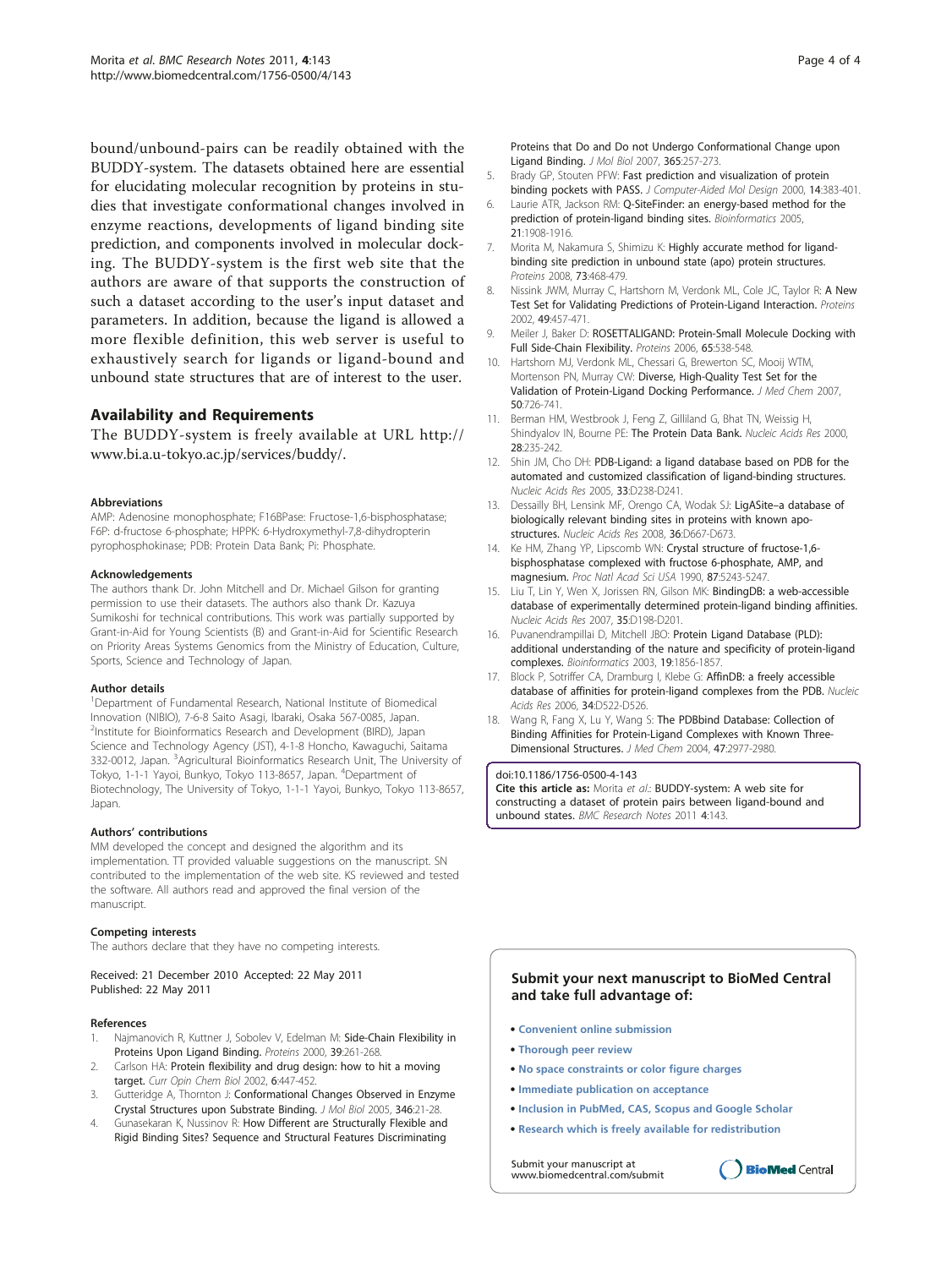bound/unbound-pairs can be readily obtained with the BUDDY-system. The datasets obtained here are essential for elucidating molecular recognition by proteins in studies that investigate conformational changes involved in enzyme reactions, developments of ligand binding site prediction, and components involved in molecular docking. The BUDDY-system is the first web site that the authors are aware of that supports the construction of such a dataset according to the user's input dataset and parameters. In addition, because the ligand is allowed a more flexible definition, this web server is useful to exhaustively search for ligands or ligand-bound and unbound state structures that are of interest to the user.

## Availability and Requirements

The BUDDY-system is freely available at URL http://www.bi.a.u-tokyo.ac.jp/services/buddy/.

### Abbreviations

AMP: Adenosine monophosphate; F16BPase: Fructose-1,6-bisphosphatase; F6P: d-fructose 6-phosphate; HPPK: 6-Hydroxymethyl-7,8-dihydropterin pyrophosphokinase; PDB: Protein Data Bank; Pi: Phosphate.

### Acknowledgements

The authors thank Dr. John Mitchell and Dr. Michael Gilson for granting permission to use their datasets. The authors also thank Dr. Kazuya Sumikoshi for technical contributions. This work was partially supported by Grant-in-Aid for Young Scientists (B) and Grant-in-Aid for Scientific Research on Priority Areas Systems Genomics from the Ministry of Education, Culture, Sports, Science and Technology of Japan.

### Author details

[1]Department of Fundamental Research, National Institute of Biomedical Innovation (NIBIO), 7-6-8 Saito Asagi, Ibaraki, Osaka 567-0085, Japan. [2]Institute for Bioinformatics Research and Development (BIRD), Japan Science and Technology Agency (JST), 4-1-8 Honcho, Kawaguchi, Saitama 332-0012, Japan. [3]Agricultural Bioinformatics Research Unit, The University of Tokyo, 1-1-1 Yayoi, Bunkyo, Tokyo 113-8657, Japan. [4]Department of Biotechnology, The University of Tokyo, 1-1-1 Yayoi, Bunkyo, Tokyo 113-8657, Japan.

### Authors' contributions

MM developed the concept and designed the algorithm and its implementation. TT provided valuable suggestions on the manuscript. SN contributed to the implementation of the web site. KS reviewed and tested the software. All authors read and approved the final version of the manuscript.

### Competing interests

The authors declare that they have no competing interests.

Received: 21 December 2010 Accepted: 22 May 2011
Published: 22 May 2011

### References

1. Najmanovich R, Kuttner J, Sobolev V, Edelman M: **Side-Chain Flexibility in Proteins Upon Ligand Binding.** *Proteins* 2000, **39**:261-268.
2. Carlson HA: **Protein flexibility and drug design: how to hit a moving target.** *Curr Opin Chem Biol* 2002, **6**:447-452.
3. Gutteridge A, Thornton J: **Conformational Changes Observed in Enzyme Crystal Structures upon Substrate Binding.** *J Mol Biol* 2005, **346**:21-28.
4. Gunasekaran K, Nussinov R: **How Different are Structurally Flexible and Rigid Binding Sites? Sequence and Structural Features Discriminating Proteins that Do and Do not Undergo Conformational Change upon Ligand Binding.** *J Mol Biol* 2007, **365**:257-273.
5. Brady GP, Stouten PFW: **Fast prediction and visualization of protein binding pockets with PASS.** *J Computer-Aided Mol Design* 2000, **14**:383-401.
6. Laurie ATR, Jackson RM: **Q-SiteFinder: an energy-based method for the prediction of protein-ligand binding sites.** *Bioinformatics* 2005, **21**:1908-1916.
7. Morita M, Nakamura S, Shimizu K: **Highly accurate method for ligand-binding site prediction in unbound state (apo) protein structures.** *Proteins* 2008, **73**:468-479.
8. Nissink JWM, Murray C, Hartshorn M, Verdonk ML, Cole JC, Taylor R: **A New Test Set for Validating Predictions of Protein-Ligand Interaction.** *Proteins* 2002, **49**:457-471.
9. Meiler J, Baker D: **ROSETTALIGAND: Protein-Small Molecule Docking with Full Side-Chain Flexibility.** *Proteins* 2006, **65**:538-548.
10. Hartshorn MJ, Verdonk ML, Chessari G, Brewerton SC, Mooij WTM, Mortenson PN, Murray CW: **Diverse, High-Quality Test Set for the Validation of Protein-Ligand Docking Performance.** *J Med Chem* 2007, **50**:726-741.
11. Berman HM, Westbrook J, Feng Z, Gilliland G, Bhat TN, Weissig H, Shindyalov IN, Bourne PE: **The Protein Data Bank.** *Nucleic Acids Res* 2000, **28**:235-242.
12. Shin JM, Cho DH: **PDB-Ligand: a ligand database based on PDB for the automated and customized classification of ligand-binding structures.** *Nucleic Acids Res* 2005, **33**:D238-D241.
13. Dessailly BH, Lensink MF, Orengo CA, Wodak SJ: **LigASite–a database of biologically relevant binding sites in proteins with known apo-structures.** *Nucleic Acids Res* 2008, **36**:D667-D673.
14. Ke HM, Zhang YP, Lipscomb WN: **Crystal structure of fructose-1,6-bisphosphatase complexed with fructose 6-phosphate, AMP, and magnesium.** *Proc Natl Acad Sci USA* 1990, **87**:5243-5247.
15. Liu T, Lin Y, Wen X, Jorissen RN, Gilson MK: **BindingDB: a web-accessible database of experimentally determined protein-ligand binding affinities.** *Nucleic Acids Res* 2007, **35**:D198-D201.
16. Puvanendrampillai D, Mitchell JBO: **Protein Ligand Database (PLD): additional understanding of the nature and specificity of protein-ligand complexes.** *Bioinformatics* 2003, **19**:1856-1857.
17. Block P, Sotriffer CA, Dramburg I, Klebe G: **AffinDB: a freely accessible database of affinities for protein-ligand complexes from the PDB.** *Nucleic Acids Res* 2006, **34**:D522-D526.
18. Wang R, Fang X, Lu Y, Wang S: **The PDBbind Database: Collection of Binding Affinities for Protein-Ligand Complexes with Known Three-Dimensional Structures.** *J Med Chem* 2004, **47**:2977-2980.

doi:10.1186/1756-0500-4-143
**Cite this article as:** Morita *et al.*: BUDDY-system: A web site for constructing a dataset of protein pairs between ligand-bound and unbound states. *BMC Research Notes* 2011 **4**:143.

**Submit your next manuscript to BioMed Central and take full advantage of:**

- Convenient online submission
- Thorough peer review
- No space constraints or color figure charges
- Immediate publication on acceptance
- Inclusion in PubMed, CAS, Scopus and Google Scholar
- Research which is freely available for redistribution

Submit your manuscript at
www.biomedcentral.com/submit

BioMed Central